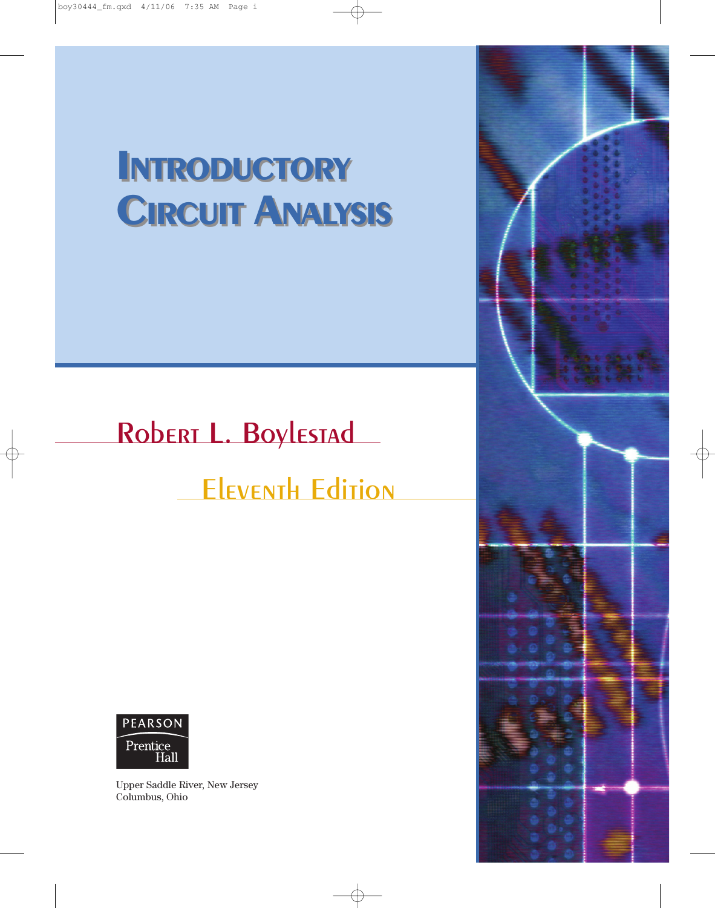# Introductory Circuit Analysis

## Robert L. Boylestad

### Eleventh Edition

PEARSON
Prentice Hall

Upper Saddle River, New Jersey
Columbus, Ohio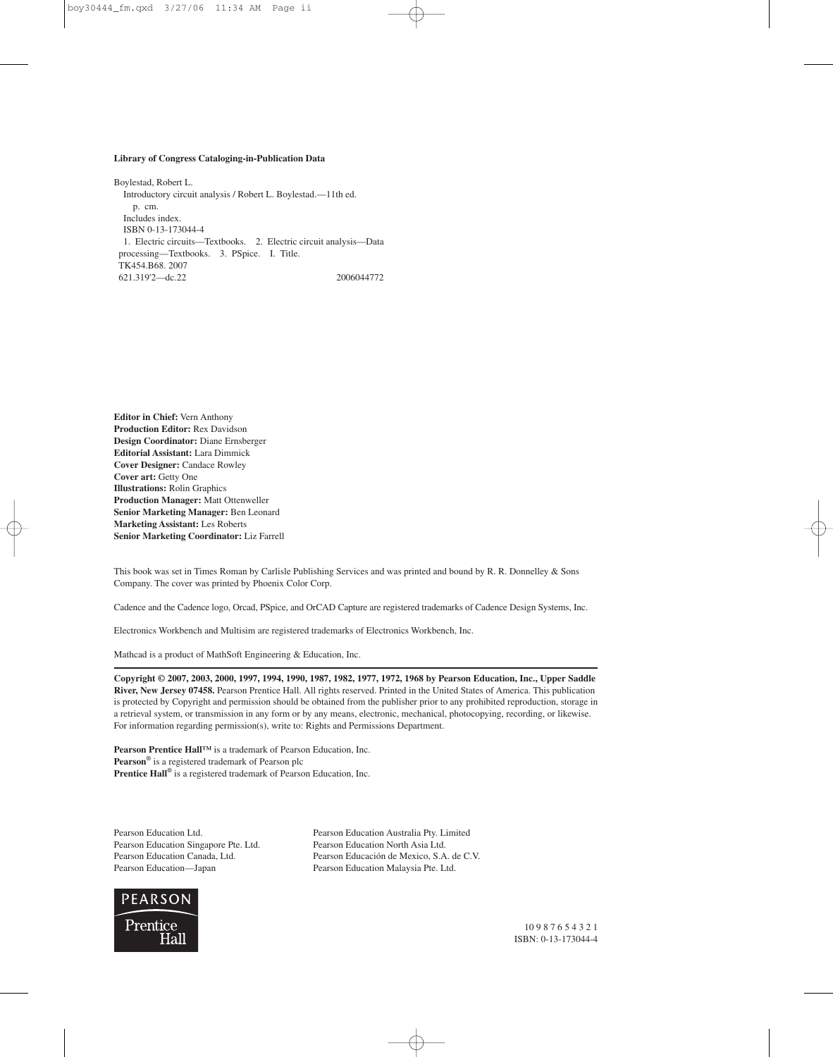**Library of Congress Cataloging-in-Publication Data**

Boylestad, Robert L.
Introductory circuit analysis / Robert L. Boylestad.—11th ed.
p. cm.
Includes index.
ISBN 0-13-173044-4
1. Electric circuits—Textbooks. 2. Electric circuit analysis—Data processing—Textbooks. 3. PSpice. I. Title.
TK454.B68. 2007
621.319'2—dc.22 2006044772

**Editor in Chief:** Vern Anthony
**Production Editor:** Rex Davidson
**Design Coordinator:** Diane Ernsberger
**Editorial Assistant:** Lara Dimmick
**Cover Designer:** Candace Rowley
**Cover art:** Getty One
**Illustrations:** Rolin Graphics
**Production Manager:** Matt Ottenweller
**Senior Marketing Manager:** Ben Leonard
**Marketing Assistant:** Les Roberts
**Senior Marketing Coordinator:** Liz Farrell

This book was set in Times Roman by Carlisle Publishing Services and was printed and bound by R. R. Donnelley & Sons Company. The cover was printed by Phoenix Color Corp.

Cadence and the Cadence logo, Orcad, PSpice, and OrCAD Capture are registered trademarks of Cadence Design Systems, Inc.

Electronics Workbench and Multisim are registered trademarks of Electronics Workbench, Inc.

Mathcad is a product of MathSoft Engineering & Education, Inc.

---

**Copyright © 2007, 2003, 2000, 1997, 1994, 1990, 1987, 1982, 1977, 1972, 1968 by Pearson Education, Inc., Upper Saddle River, New Jersey 07458.** Pearson Prentice Hall. All rights reserved. Printed in the United States of America. This publication is protected by Copyright and permission should be obtained from the publisher prior to any prohibited reproduction, storage in a retrieval system, or transmission in any form or by any means, electronic, mechanical, photocopying, recording, or likewise. For information regarding permission(s), write to: Rights and Permissions Department.

**Pearson Prentice Hall™** is a trademark of Pearson Education, Inc.
**Pearson®** is a registered trademark of Pearson plc
**Prentice Hall®** is a registered trademark of Pearson Education, Inc.

Pearson Education Ltd.
Pearson Education Singapore Pte. Ltd.
Pearson Education Canada, Ltd.
Pearson Education—Japan
Pearson Education Australia Pty. Limited
Pearson Education North Asia Ltd.
Pearson Educación de Mexico, S.A. de C.V.
Pearson Education Malaysia Pte. Ltd.

PEARSON
Prentice
Hall

10 9 8 7 6 5 4 3 2 1
ISBN: 0-13-173044-4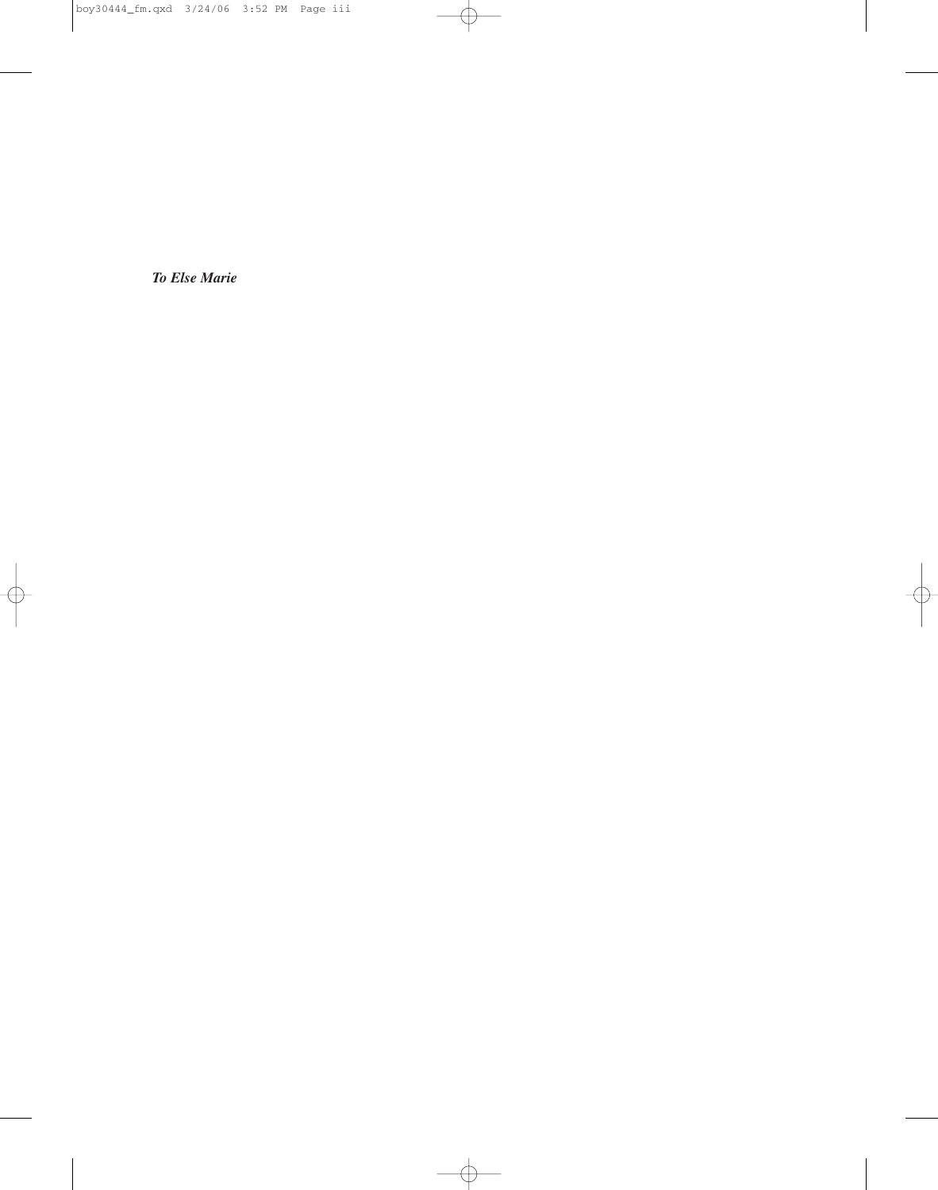***To Else Marie***